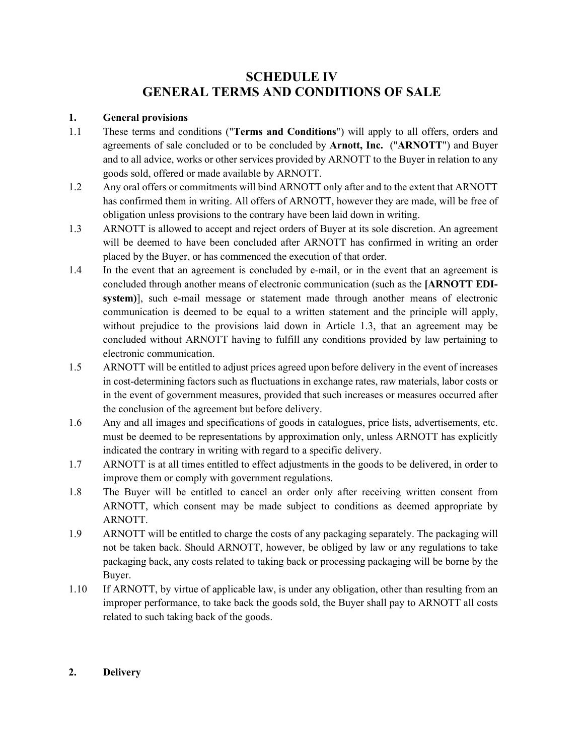# SCHEDULE IV
# GENERAL TERMS AND CONDITIONS OF SALE

## 1. General provisions

1.1 These terms and conditions ("**Terms and Conditions**") will apply to all offers, orders and agreements of sale concluded or to be concluded by **Arnott, Inc.** ("**ARNOTT**") and Buyer and to all advice, works or other services provided by ARNOTT to the Buyer in relation to any goods sold, offered or made available by ARNOTT.

1.2 Any oral offers or commitments will bind ARNOTT only after and to the extent that ARNOTT has confirmed them in writing. All offers of ARNOTT, however they are made, will be free of obligation unless provisions to the contrary have been laid down in writing.

1.3 ARNOTT is allowed to accept and reject orders of Buyer at its sole discretion. An agreement will be deemed to have been concluded after ARNOTT has confirmed in writing an order placed by the Buyer, or has commenced the execution of that order.

1.4 In the event that an agreement is concluded by e-mail, or in the event that an agreement is concluded through another means of electronic communication (such as the **[ARNOTT EDI-system)**], such e-mail message or statement made through another means of electronic communication is deemed to be equal to a written statement and the principle will apply, without prejudice to the provisions laid down in Article 1.3, that an agreement may be concluded without ARNOTT having to fulfill any conditions provided by law pertaining to electronic communication.

1.5 ARNOTT will be entitled to adjust prices agreed upon before delivery in the event of increases in cost-determining factors such as fluctuations in exchange rates, raw materials, labor costs or in the event of government measures, provided that such increases or measures occurred after the conclusion of the agreement but before delivery.

1.6 Any and all images and specifications of goods in catalogues, price lists, advertisements, etc. must be deemed to be representations by approximation only, unless ARNOTT has explicitly indicated the contrary in writing with regard to a specific delivery.

1.7 ARNOTT is at all times entitled to effect adjustments in the goods to be delivered, in order to improve them or comply with government regulations.

1.8 The Buyer will be entitled to cancel an order only after receiving written consent from ARNOTT, which consent may be made subject to conditions as deemed appropriate by ARNOTT.

1.9 ARNOTT will be entitled to charge the costs of any packaging separately. The packaging will not be taken back. Should ARNOTT, however, be obliged by law or any regulations to take packaging back, any costs related to taking back or processing packaging will be borne by the Buyer.

1.10 If ARNOTT, by virtue of applicable law, is under any obligation, other than resulting from an improper performance, to take back the goods sold, the Buyer shall pay to ARNOTT all costs related to such taking back of the goods.

## 2. Delivery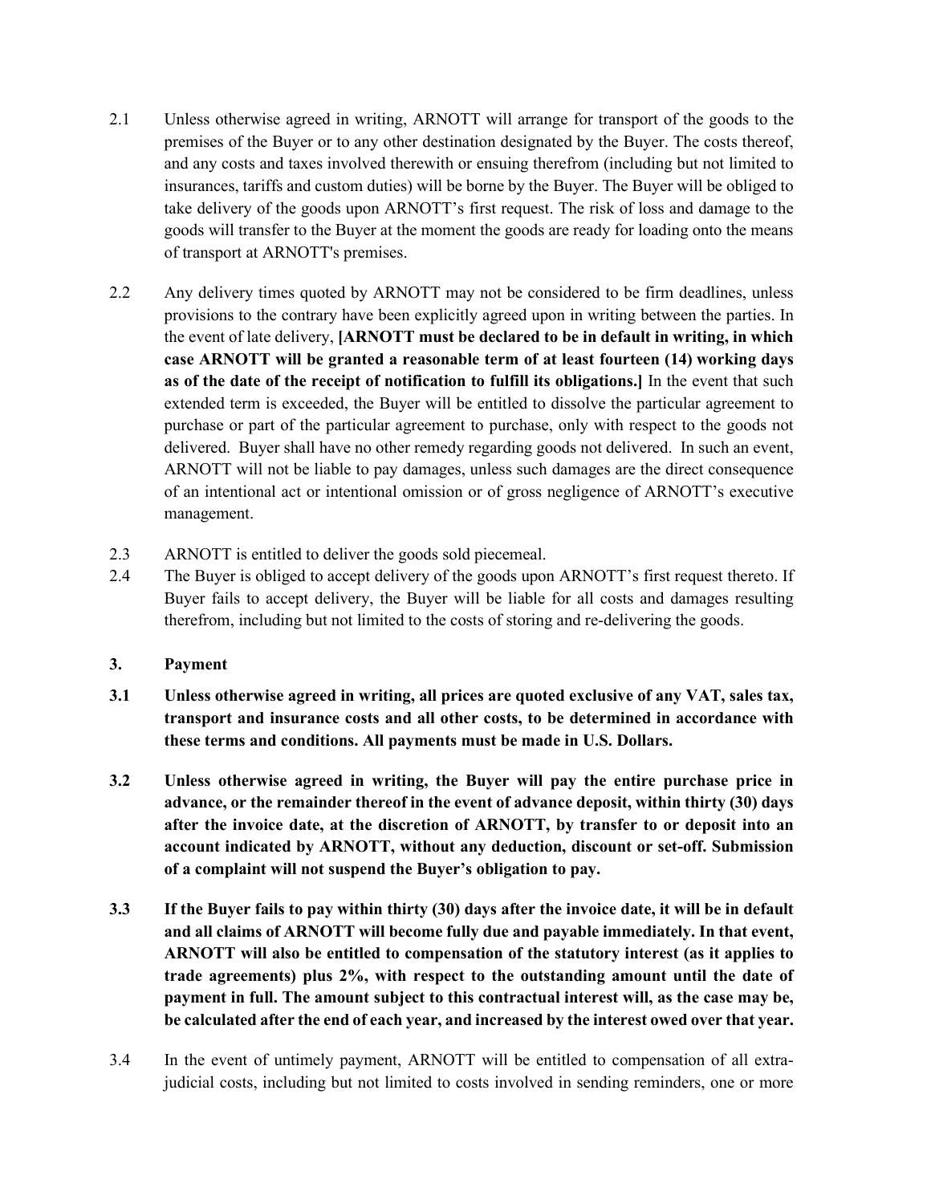2.1 Unless otherwise agreed in writing, ARNOTT will arrange for transport of the goods to the premises of the Buyer or to any other destination designated by the Buyer. The costs thereof, and any costs and taxes involved therewith or ensuing therefrom (including but not limited to insurances, tariffs and custom duties) will be borne by the Buyer. The Buyer will be obliged to take delivery of the goods upon ARNOTT's first request. The risk of loss and damage to the goods will transfer to the Buyer at the moment the goods are ready for loading onto the means of transport at ARNOTT's premises.

2.2 Any delivery times quoted by ARNOTT may not be considered to be firm deadlines, unless provisions to the contrary have been explicitly agreed upon in writing between the parties. In the event of late delivery, **[ARNOTT must be declared to be in default in writing, in which case ARNOTT will be granted a reasonable term of at least fourteen (14) working days as of the date of the receipt of notification to fulfill its obligations.]** In the event that such extended term is exceeded, the Buyer will be entitled to dissolve the particular agreement to purchase or part of the particular agreement to purchase, only with respect to the goods not delivered. Buyer shall have no other remedy regarding goods not delivered. In such an event, ARNOTT will not be liable to pay damages, unless such damages are the direct consequence of an intentional act or intentional omission or of gross negligence of ARNOTT's executive management.

2.3 ARNOTT is entitled to deliver the goods sold piecemeal.

2.4 The Buyer is obliged to accept delivery of the goods upon ARNOTT's first request thereto. If Buyer fails to accept delivery, the Buyer will be liable for all costs and damages resulting therefrom, including but not limited to the costs of storing and re-delivering the goods.

## 3. Payment

**3.1 Unless otherwise agreed in writing, all prices are quoted exclusive of any VAT, sales tax, transport and insurance costs and all other costs, to be determined in accordance with these terms and conditions. All payments must be made in U.S. Dollars.**

**3.2 Unless otherwise agreed in writing, the Buyer will pay the entire purchase price in advance, or the remainder thereof in the event of advance deposit, within thirty (30) days after the invoice date, at the discretion of ARNOTT, by transfer to or deposit into an account indicated by ARNOTT, without any deduction, discount or set-off. Submission of a complaint will not suspend the Buyer's obligation to pay.**

**3.3 If the Buyer fails to pay within thirty (30) days after the invoice date, it will be in default and all claims of ARNOTT will become fully due and payable immediately. In that event, ARNOTT will also be entitled to compensation of the statutory interest (as it applies to trade agreements) plus 2%, with respect to the outstanding amount until the date of payment in full. The amount subject to this contractual interest will, as the case may be, be calculated after the end of each year, and increased by the interest owed over that year.**

3.4 In the event of untimely payment, ARNOTT will be entitled to compensation of all extra-judicial costs, including but not limited to costs involved in sending reminders, one or more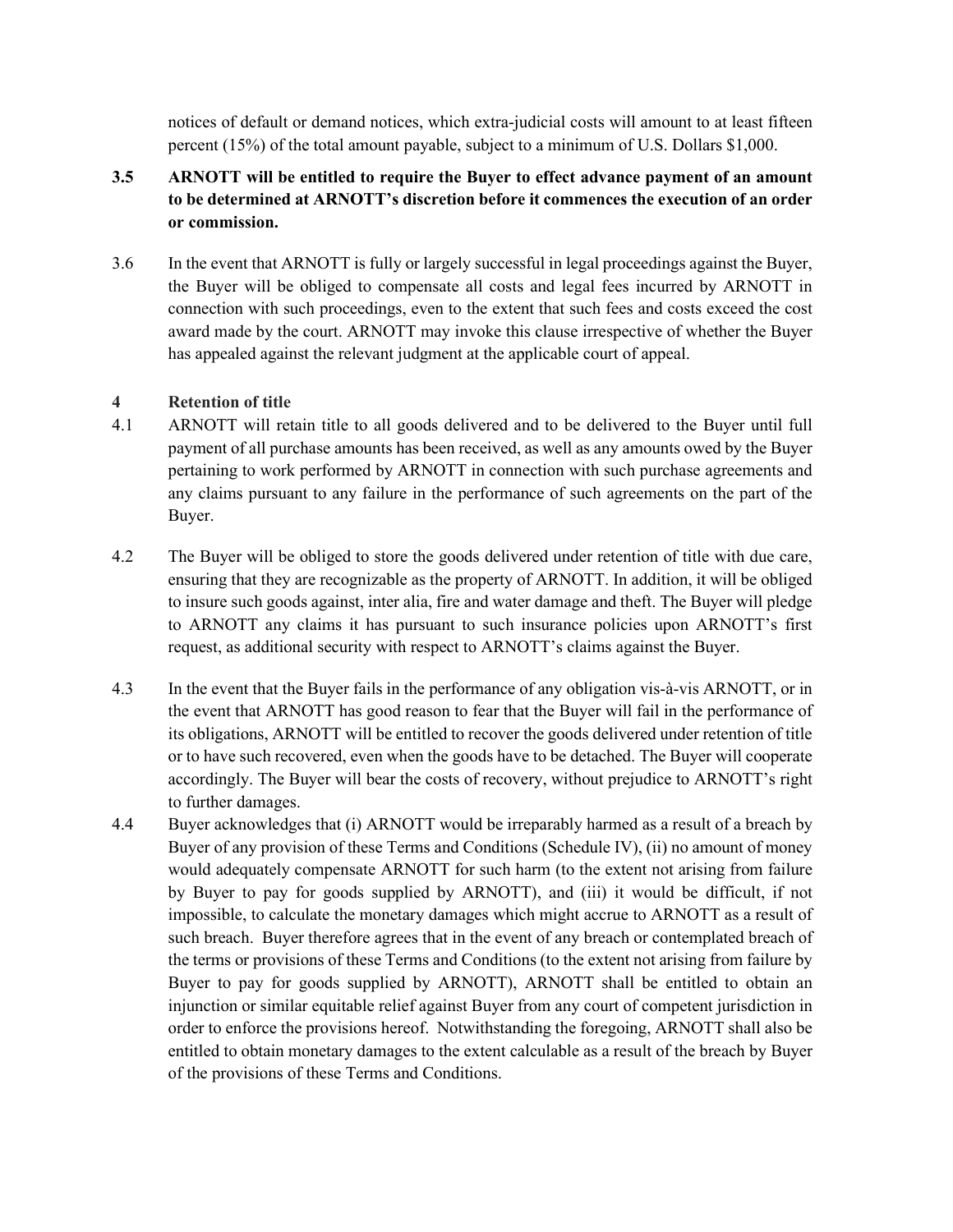notices of default or demand notices, which extra-judicial costs will amount to at least fifteen percent (15%) of the total amount payable, subject to a minimum of U.S. Dollars $1,000.

**3.5 ARNOTT will be entitled to require the Buyer to effect advance payment of an amount to be determined at ARNOTT's discretion before it commences the execution of an order or commission.**

3.6 In the event that ARNOTT is fully or largely successful in legal proceedings against the Buyer, the Buyer will be obliged to compensate all costs and legal fees incurred by ARNOTT in connection with such proceedings, even to the extent that such fees and costs exceed the cost award made by the court. ARNOTT may invoke this clause irrespective of whether the Buyer has appealed against the relevant judgment at the applicable court of appeal.

**4 Retention of title**

4.1 ARNOTT will retain title to all goods delivered and to be delivered to the Buyer until full payment of all purchase amounts has been received, as well as any amounts owed by the Buyer pertaining to work performed by ARNOTT in connection with such purchase agreements and any claims pursuant to any failure in the performance of such agreements on the part of the Buyer.

4.2 The Buyer will be obliged to store the goods delivered under retention of title with due care, ensuring that they are recognizable as the property of ARNOTT. In addition, it will be obliged to insure such goods against, inter alia, fire and water damage and theft. The Buyer will pledge to ARNOTT any claims it has pursuant to such insurance policies upon ARNOTT's first request, as additional security with respect to ARNOTT's claims against the Buyer.

4.3 In the event that the Buyer fails in the performance of any obligation vis-à-vis ARNOTT, or in the event that ARNOTT has good reason to fear that the Buyer will fail in the performance of its obligations, ARNOTT will be entitled to recover the goods delivered under retention of title or to have such recovered, even when the goods have to be detached. The Buyer will cooperate accordingly. The Buyer will bear the costs of recovery, without prejudice to ARNOTT's right to further damages.

4.4 Buyer acknowledges that (i) ARNOTT would be irreparably harmed as a result of a breach by Buyer of any provision of these Terms and Conditions (Schedule IV), (ii) no amount of money would adequately compensate ARNOTT for such harm (to the extent not arising from failure by Buyer to pay for goods supplied by ARNOTT), and (iii) it would be difficult, if not impossible, to calculate the monetary damages which might accrue to ARNOTT as a result of such breach. Buyer therefore agrees that in the event of any breach or contemplated breach of the terms or provisions of these Terms and Conditions (to the extent not arising from failure by Buyer to pay for goods supplied by ARNOTT), ARNOTT shall be entitled to obtain an injunction or similar equitable relief against Buyer from any court of competent jurisdiction in order to enforce the provisions hereof. Notwithstanding the foregoing, ARNOTT shall also be entitled to obtain monetary damages to the extent calculable as a result of the breach by Buyer of the provisions of these Terms and Conditions.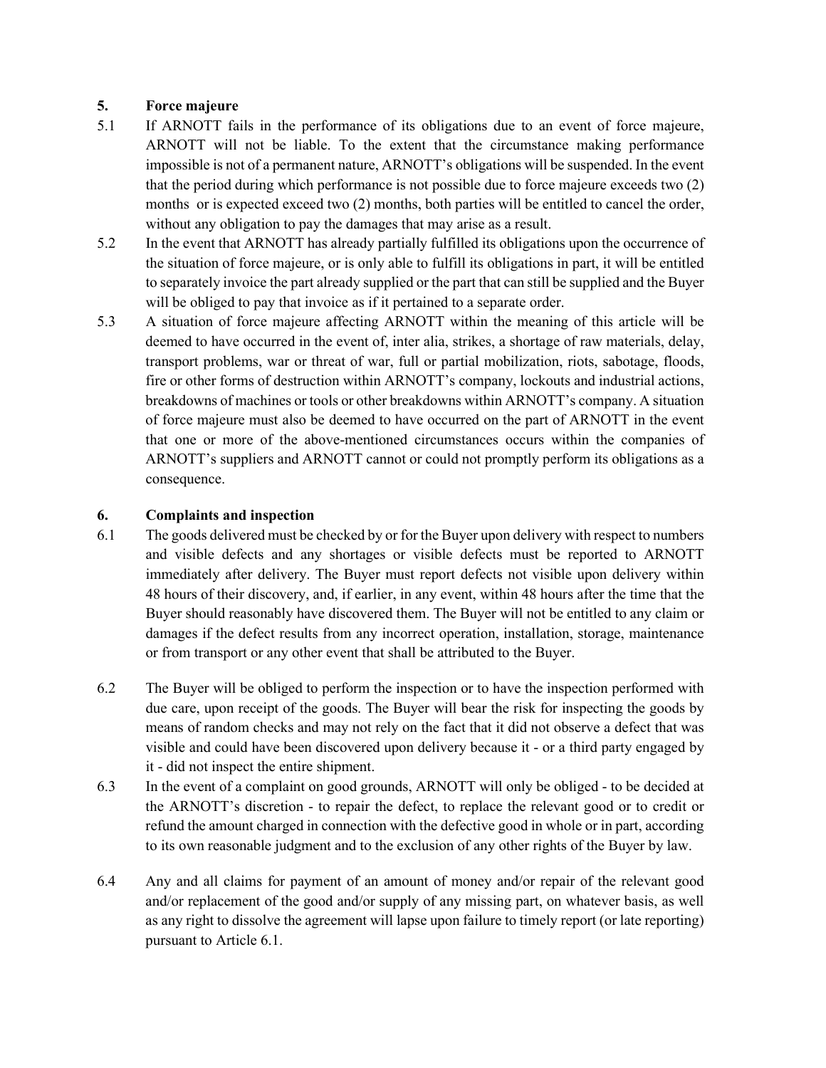## 5. Force majeure

5.1 If ARNOTT fails in the performance of its obligations due to an event of force majeure, ARNOTT will not be liable. To the extent that the circumstance making performance impossible is not of a permanent nature, ARNOTT's obligations will be suspended. In the event that the period during which performance is not possible due to force majeure exceeds two (2) months or is expected exceed two (2) months, both parties will be entitled to cancel the order, without any obligation to pay the damages that may arise as a result.

5.2 In the event that ARNOTT has already partially fulfilled its obligations upon the occurrence of the situation of force majeure, or is only able to fulfill its obligations in part, it will be entitled to separately invoice the part already supplied or the part that can still be supplied and the Buyer will be obliged to pay that invoice as if it pertained to a separate order.

5.3 A situation of force majeure affecting ARNOTT within the meaning of this article will be deemed to have occurred in the event of, inter alia, strikes, a shortage of raw materials, delay, transport problems, war or threat of war, full or partial mobilization, riots, sabotage, floods, fire or other forms of destruction within ARNOTT's company, lockouts and industrial actions, breakdowns of machines or tools or other breakdowns within ARNOTT's company. A situation of force majeure must also be deemed to have occurred on the part of ARNOTT in the event that one or more of the above-mentioned circumstances occurs within the companies of ARNOTT's suppliers and ARNOTT cannot or could not promptly perform its obligations as a consequence.

## 6. Complaints and inspection

6.1 The goods delivered must be checked by or for the Buyer upon delivery with respect to numbers and visible defects and any shortages or visible defects must be reported to ARNOTT immediately after delivery. The Buyer must report defects not visible upon delivery within 48 hours of their discovery, and, if earlier, in any event, within 48 hours after the time that the Buyer should reasonably have discovered them. The Buyer will not be entitled to any claim or damages if the defect results from any incorrect operation, installation, storage, maintenance or from transport or any other event that shall be attributed to the Buyer.

6.2 The Buyer will be obliged to perform the inspection or to have the inspection performed with due care, upon receipt of the goods. The Buyer will bear the risk for inspecting the goods by means of random checks and may not rely on the fact that it did not observe a defect that was visible and could have been discovered upon delivery because it - or a third party engaged by it - did not inspect the entire shipment.

6.3 In the event of a complaint on good grounds, ARNOTT will only be obliged - to be decided at the ARNOTT's discretion - to repair the defect, to replace the relevant good or to credit or refund the amount charged in connection with the defective good in whole or in part, according to its own reasonable judgment and to the exclusion of any other rights of the Buyer by law.

6.4 Any and all claims for payment of an amount of money and/or repair of the relevant good and/or replacement of the good and/or supply of any missing part, on whatever basis, as well as any right to dissolve the agreement will lapse upon failure to timely report (or late reporting) pursuant to Article 6.1.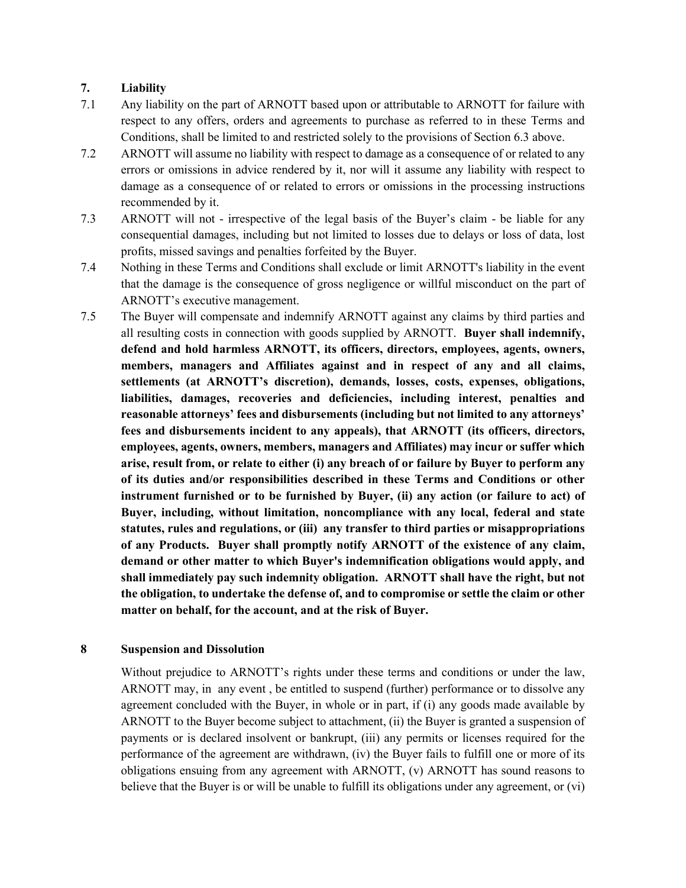## 7. Liability

7.1 Any liability on the part of ARNOTT based upon or attributable to ARNOTT for failure with respect to any offers, orders and agreements to purchase as referred to in these Terms and Conditions, shall be limited to and restricted solely to the provisions of Section 6.3 above.

7.2 ARNOTT will assume no liability with respect to damage as a consequence of or related to any errors or omissions in advice rendered by it, nor will it assume any liability with respect to damage as a consequence of or related to errors or omissions in the processing instructions recommended by it.

7.3 ARNOTT will not - irrespective of the legal basis of the Buyer's claim - be liable for any consequential damages, including but not limited to losses due to delays or loss of data, lost profits, missed savings and penalties forfeited by the Buyer.

7.4 Nothing in these Terms and Conditions shall exclude or limit ARNOTT's liability in the event that the damage is the consequence of gross negligence or willful misconduct on the part of ARNOTT's executive management.

7.5 The Buyer will compensate and indemnify ARNOTT against any claims by third parties and all resulting costs in connection with goods supplied by ARNOTT. **Buyer shall indemnify, defend and hold harmless ARNOTT, its officers, directors, employees, agents, owners, members, managers and Affiliates against and in respect of any and all claims, settlements (at ARNOTT's discretion), demands, losses, costs, expenses, obligations, liabilities, damages, recoveries and deficiencies, including interest, penalties and reasonable attorneys' fees and disbursements (including but not limited to any attorneys' fees and disbursements incident to any appeals), that ARNOTT (its officers, directors, employees, agents, owners, members, managers and Affiliates) may incur or suffer which arise, result from, or relate to either (i) any breach of or failure by Buyer to perform any of its duties and/or responsibilities described in these Terms and Conditions or other instrument furnished or to be furnished by Buyer, (ii) any action (or failure to act) of Buyer, including, without limitation, noncompliance with any local, federal and state statutes, rules and regulations, or (iii) any transfer to third parties or misappropriations of any Products. Buyer shall promptly notify ARNOTT of the existence of any claim, demand or other matter to which Buyer's indemnification obligations would apply, and shall immediately pay such indemnity obligation. ARNOTT shall have the right, but not the obligation, to undertake the defense of, and to compromise or settle the claim or other matter on behalf, for the account, and at the risk of Buyer.**

## 8 Suspension and Dissolution

Without prejudice to ARNOTT's rights under these terms and conditions or under the law, ARNOTT may, in any event , be entitled to suspend (further) performance or to dissolve any agreement concluded with the Buyer, in whole or in part, if (i) any goods made available by ARNOTT to the Buyer become subject to attachment, (ii) the Buyer is granted a suspension of payments or is declared insolvent or bankrupt, (iii) any permits or licenses required for the performance of the agreement are withdrawn, (iv) the Buyer fails to fulfill one or more of its obligations ensuing from any agreement with ARNOTT, (v) ARNOTT has sound reasons to believe that the Buyer is or will be unable to fulfill its obligations under any agreement, or (vi)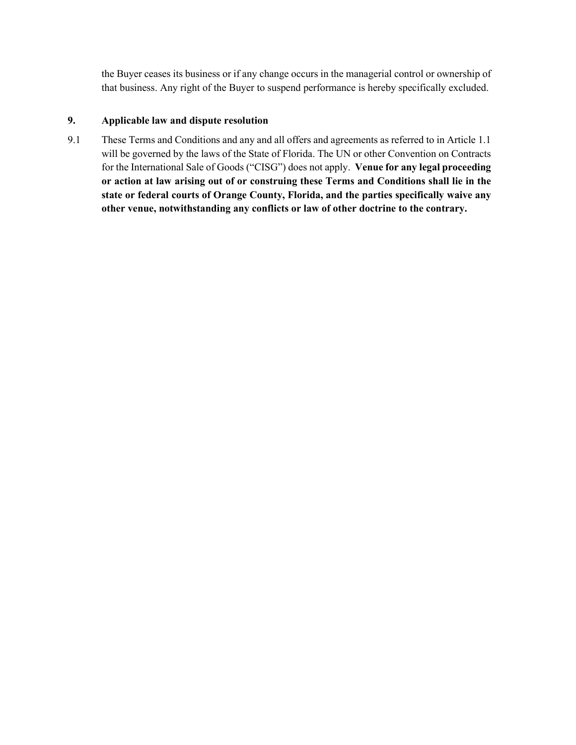the Buyer ceases its business or if any change occurs in the managerial control or ownership of that business. Any right of the Buyer to suspend performance is hereby specifically excluded.

## 9. Applicable law and dispute resolution

9.1 These Terms and Conditions and any and all offers and agreements as referred to in Article 1.1 will be governed by the laws of the State of Florida. The UN or other Convention on Contracts for the International Sale of Goods ("CISG") does not apply. **Venue for any legal proceeding or action at law arising out of or construing these Terms and Conditions shall lie in the state or federal courts of Orange County, Florida, and the parties specifically waive any other venue, notwithstanding any conflicts or law of other doctrine to the contrary.**